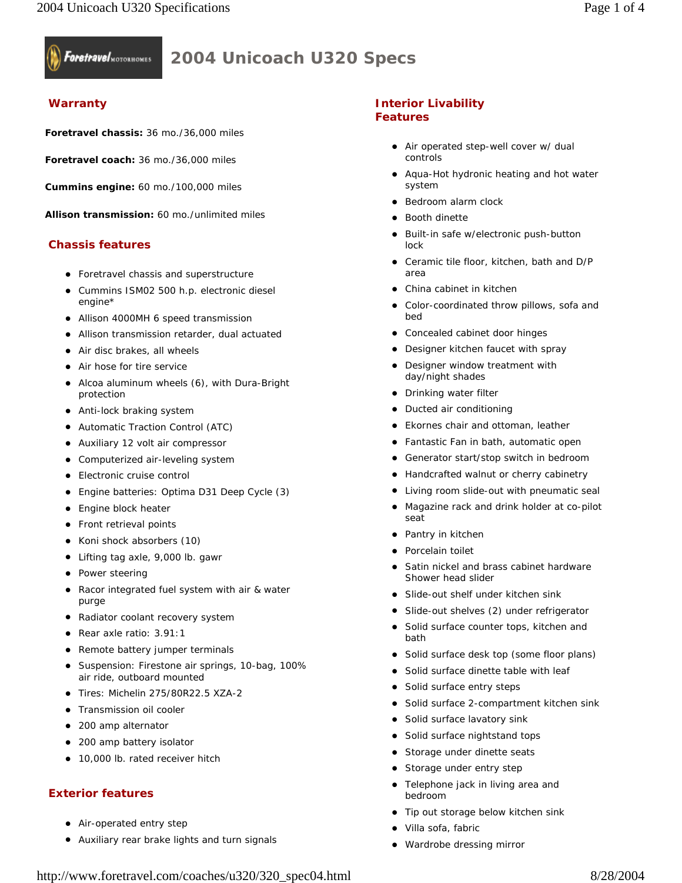# 2004 Unicoach U320 Specs

## Warranty

**Foretravel chassis:** 36 mo./36,000 miles

**Foretravel coach:** 36 mo./36,000 miles

**Cummins engine:** 60 mo./100,000 miles

**Allison transmission:** 60 mo./unlimited miles

## Chassis features

- Foretravel chassis and superstructure
- Cummins ISM02 500 h.p. electronic diesel engine*
- Allison 4000MH 6 speed transmission
- Allison transmission retarder, dual actuated
- Air disc brakes, all wheels
- Air hose for tire service
- Alcoa aluminum wheels (6), with Dura-Bright protection
- Anti-lock braking system
- Automatic Traction Control (ATC)
- Auxiliary 12 volt air compressor
- Computerized air-leveling system
- Electronic cruise control
- Engine batteries: Optima D31 Deep Cycle (3)
- Engine block heater
- Front retrieval points
- Koni shock absorbers (10)
- Lifting tag axle, 9,000 lb. gawr
- Power steering
- Racor integrated fuel system with air & water purge
- Radiator coolant recovery system
- Rear axle ratio: 3.91:1
- Remote battery jumper terminals
- Suspension: Firestone air springs, 10-bag, 100% air ride, outboard mounted
- Tires: Michelin 275/80R22.5 XZA-2
- Transmission oil cooler
- 200 amp alternator
- 200 amp battery isolator
- 10,000 lb. rated receiver hitch

## Exterior features

- Air-operated entry step
- Auxiliary rear brake lights and turn signals

## Interior Livability Features

- Air operated step-well cover w/ dual controls
- Aqua-Hot hydronic heating and hot water system
- Bedroom alarm clock
- Booth dinette
- Built-in safe w/electronic push-button lock
- Ceramic tile floor, kitchen, bath and D/P area
- China cabinet in kitchen
- Color-coordinated throw pillows, sofa and bed
- Concealed cabinet door hinges
- Designer kitchen faucet with spray
- Designer window treatment with day/night shades
- Drinking water filter
- Ducted air conditioning
- Ekornes chair and ottoman, leather
- Fantastic Fan in bath, automatic open
- Generator start/stop switch in bedroom
- Handcrafted walnut or cherry cabinetry
- Living room slide-out with pneumatic seal
- Magazine rack and drink holder at co-pilot seat
- Pantry in kitchen
- Porcelain toilet
- Satin nickel and brass cabinet hardware Shower head slider
- Slide-out shelf under kitchen sink
- Slide-out shelves (2) under refrigerator
- Solid surface counter tops, kitchen and bath
- Solid surface desk top (some floor plans)
- Solid surface dinette table with leaf
- Solid surface entry steps
- Solid surface 2-compartment kitchen sink
- Solid surface lavatory sink
- Solid surface nightstand tops
- Storage under dinette seats
- Storage under entry step
- Telephone jack in living area and bedroom
- Tip out storage below kitchen sink
- Villa sofa, fabric
- Wardrobe dressing mirror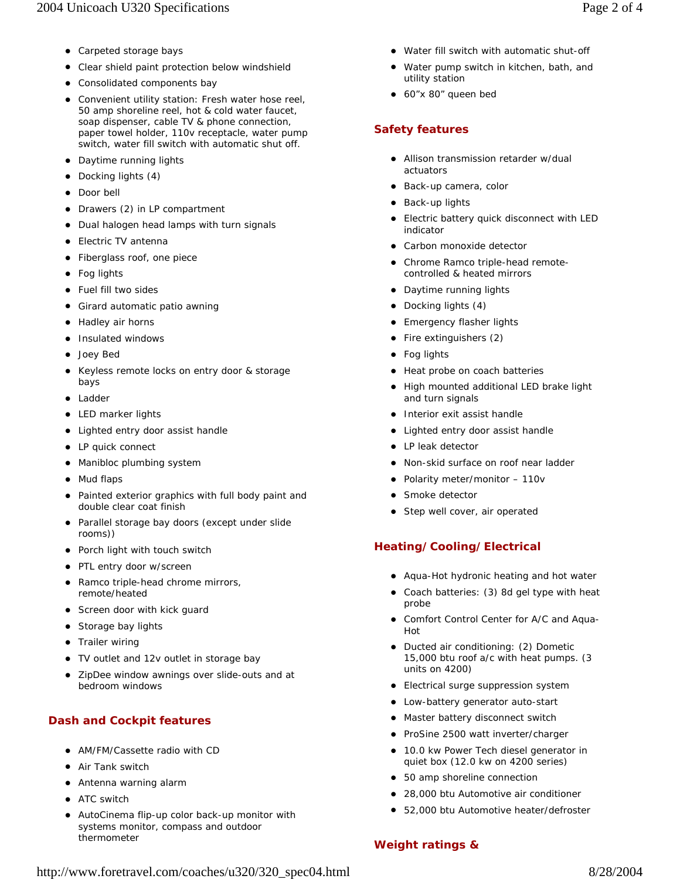- Carpeted storage bays
- Clear shield paint protection below windshield
- Consolidated components bay
- Convenient utility station: Fresh water hose reel, 50 amp shoreline reel, hot & cold water faucet, soap dispenser, cable TV & phone connection, paper towel holder, 110v receptacle, water pump switch, water fill switch with automatic shut off.
- Daytime running lights
- Docking lights (4)
- Door bell
- Drawers (2) in LP compartment
- Dual halogen head lamps with turn signals
- Electric TV antenna
- Fiberglass roof, one piece
- Fog lights
- Fuel fill two sides
- Girard automatic patio awning
- Hadley air horns
- Insulated windows
- Joey Bed
- Keyless remote locks on entry door & storage bays
- Ladder
- LED marker lights
- Lighted entry door assist handle
- LP quick connect
- Manibloc plumbing system
- Mud flaps
- Painted exterior graphics with full body paint and double clear coat finish
- Parallel storage bay doors (except under slide rooms))
- Porch light with touch switch
- PTL entry door w/screen
- Ramco triple-head chrome mirrors, remote/heated
- Screen door with kick guard
- Storage bay lights
- Trailer wiring
- TV outlet and 12v outlet in storage bay
- ZipDee window awnings over slide-outs and at bedroom windows

## Dash and Cockpit features

- AM/FM/Cassette radio with CD
- Air Tank switch
- Antenna warning alarm
- ATC switch
- AutoCinema flip-up color back-up monitor with systems monitor, compass and outdoor thermometer
- Water fill switch with automatic shut-off
- Water pump switch in kitchen, bath, and utility station
- 60”x 80” queen bed

## Safety features

- Allison transmission retarder w/dual actuators
- Back-up camera, color
- Back-up lights
- Electric battery quick disconnect with LED indicator
- Carbon monoxide detector
- Chrome Ramco triple-head remote-controlled & heated mirrors
- Daytime running lights
- Docking lights (4)
- Emergency flasher lights
- Fire extinguishers (2)
- Fog lights
- Heat probe on coach batteries
- High mounted additional LED brake light and turn signals
- Interior exit assist handle
- Lighted entry door assist handle
- LP leak detector
- Non-skid surface on roof near ladder
- Polarity meter/monitor – 110v
- Smoke detector
- Step well cover, air operated

## Heating/Cooling/Electrical

- Aqua-Hot hydronic heating and hot water
- Coach batteries: (3) 8d gel type with heat probe
- Comfort Control Center for A/C and Aqua-Hot
- Ducted air conditioning: (2) Dometic 15,000 btu roof a/c with heat pumps. (3 units on 4200)
- Electrical surge suppression system
- Low-battery generator auto-start
- Master battery disconnect switch
- ProSine 2500 watt inverter/charger
- 10.0 kw Power Tech diesel generator in quiet box (12.0 kw on 4200 series)
- 50 amp shoreline connection
- 28,000 btu Automotive air conditioner
- 52,000 btu Automotive heater/defroster

## Weight ratings &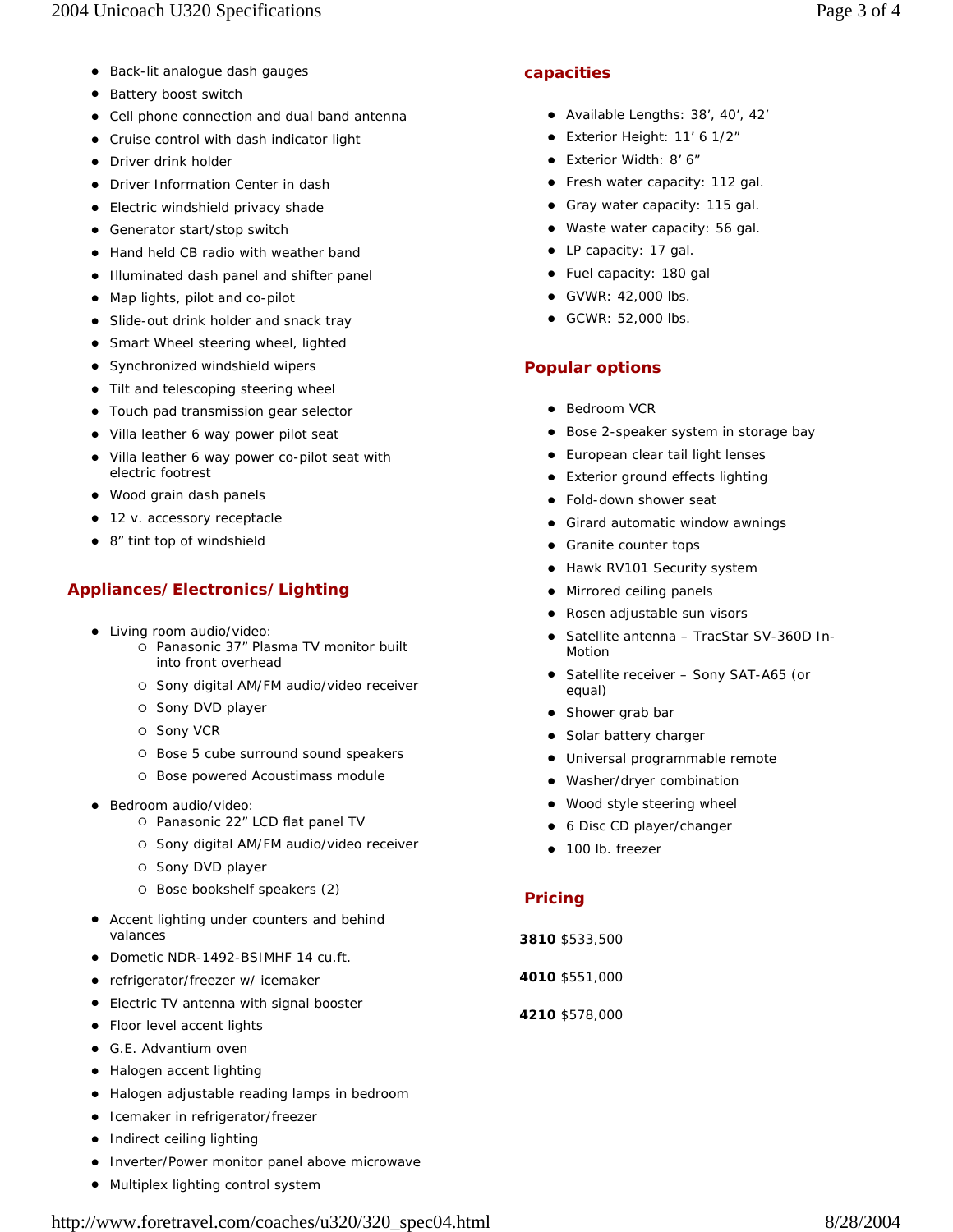- Back-lit analogue dash gauges
- Battery boost switch
- Cell phone connection and dual band antenna
- Cruise control with dash indicator light
- Driver drink holder
- Driver Information Center in dash
- Electric windshield privacy shade
- Generator start/stop switch
- Hand held CB radio with weather band
- Illuminated dash panel and shifter panel
- Map lights, pilot and co-pilot
- Slide-out drink holder and snack tray
- Smart Wheel steering wheel, lighted
- Synchronized windshield wipers
- Tilt and telescoping steering wheel
- Touch pad transmission gear selector
- Villa leather 6 way power pilot seat
- Villa leather 6 way power co-pilot seat with electric footrest
- Wood grain dash panels
- 12 v. accessory receptacle
- 8” tint top of windshield

## Appliances/Electronics/Lighting

- Living room audio/video:
  - Panasonic 37” Plasma TV monitor built into front overhead
  - Sony digital AM/FM audio/video receiver
  - Sony DVD player
  - Sony VCR
  - Bose 5 cube surround sound speakers
  - Bose powered Acoustimass module
- Bedroom audio/video:
  - Panasonic 22” LCD flat panel TV
  - Sony digital AM/FM audio/video receiver
  - Sony DVD player
  - Bose bookshelf speakers (2)
- Accent lighting under counters and behind valances
- Dometic NDR-1492-BSIMHF 14 cu.ft.
- refrigerator/freezer w/ icemaker
- Electric TV antenna with signal booster
- Floor level accent lights
- G.E. Advantium oven
- Halogen accent lighting
- Halogen adjustable reading lamps in bedroom
- Icemaker in refrigerator/freezer
- Indirect ceiling lighting
- Inverter/Power monitor panel above microwave
- Multiplex lighting control system

## capacities

- Available Lengths: 38’, 40’, 42’
- Exterior Height: 11’ 6 1/2”
- Exterior Width: 8’ 6”
- Fresh water capacity: 112 gal.
- Gray water capacity: 115 gal.
- Waste water capacity: 56 gal.
- LP capacity: 17 gal.
- Fuel capacity: 180 gal
- GVWR: 42,000 lbs.
- GCWR: 52,000 lbs.

## Popular options

- Bedroom VCR
- Bose 2-speaker system in storage bay
- European clear tail light lenses
- Exterior ground effects lighting
- Fold-down shower seat
- Girard automatic window awnings
- Granite counter tops
- Hawk RV101 Security system
- Mirrored ceiling panels
- Rosen adjustable sun visors
- Satellite antenna – TracStar SV-360D In-Motion
- Satellite receiver – Sony SAT-A65 (or equal)
- Shower grab bar
- Solar battery charger
- Universal programmable remote
- Washer/dryer combination
- Wood style steering wheel
- 6 Disc CD player/changer
- 100 lb. freezer

## Pricing

**3810** $533,500

**4010** $551,000

**4210** $578,000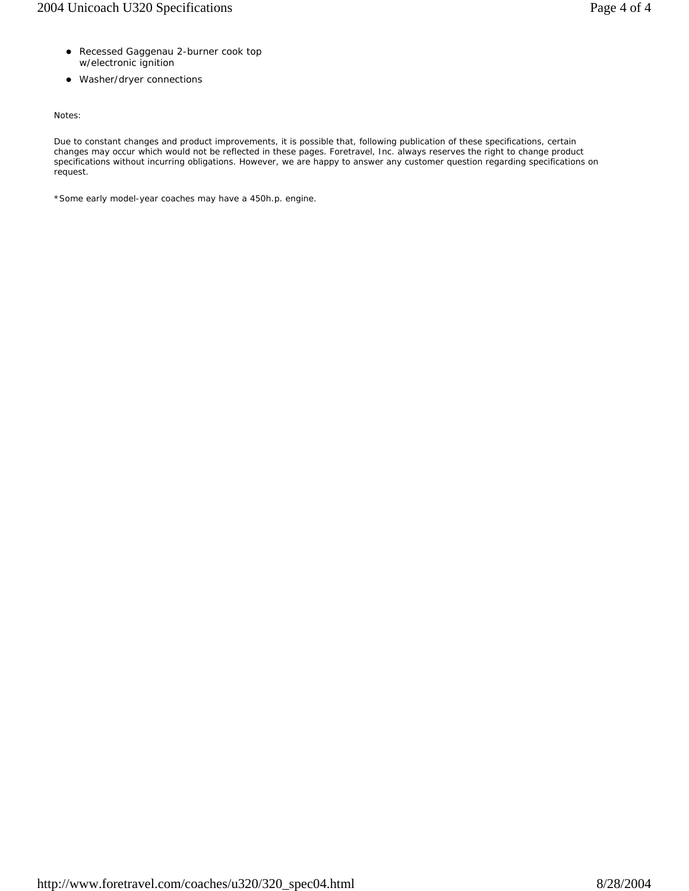- Recessed Gaggenau 2-burner cook top w/electronic ignition
- Washer/dryer connections

Notes:

Due to constant changes and product improvements, it is possible that, following publication of these specifications, certain changes may occur which would not be reflected in these pages. Foretravel, Inc. always reserves the right to change product specifications without incurring obligations. However, we are happy to answer any customer question regarding specifications on request.

*Some early model-year coaches may have a 450h.p. engine.